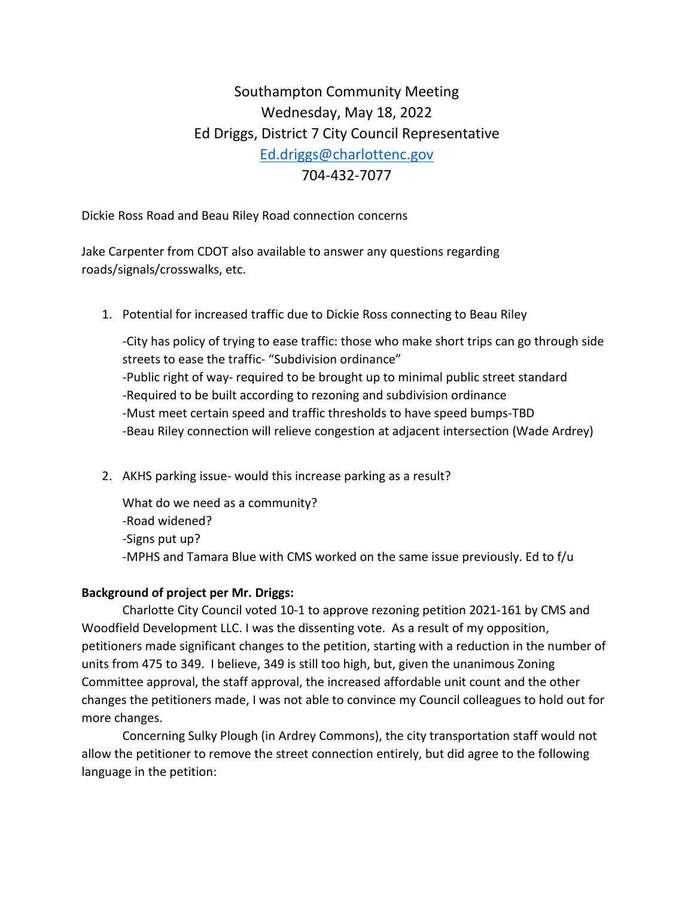# Southampton Community Meeting

Wednesday, May 18, 2022

Ed Driggs, District 7 City Council Representative

Ed.driggs@charlottenc.gov

704-432-7077

Dickie Ross Road and Beau Riley Road connection concerns

Jake Carpenter from CDOT also available to answer any questions regarding roads/signals/crosswalks, etc.

1. Potential for increased traffic due to Dickie Ross connecting to Beau Riley

   -City has policy of trying to ease traffic: those who make short trips can go through side streets to ease the traffic- "Subdivision ordinance"
   -Public right of way- required to be brought up to minimal public street standard
   -Required to be built according to rezoning and subdivision ordinance
   -Must meet certain speed and traffic thresholds to have speed bumps-TBD
   -Beau Riley connection will relieve congestion at adjacent intersection (Wade Ardrey)

2. AKHS parking issue- would this increase parking as a result?

   What do we need as a community?
   -Road widened?
   -Signs put up?
   -MPHS and Tamara Blue with CMS worked on the same issue previously. Ed to f/u

**Background of project per Mr. Driggs:**

Charlotte City Council voted 10-1 to approve rezoning petition 2021-161 by CMS and Woodfield Development LLC. I was the dissenting vote. As a result of my opposition, petitioners made significant changes to the petition, starting with a reduction in the number of units from 475 to 349. I believe, 349 is still too high, but, given the unanimous Zoning Committee approval, the staff approval, the increased affordable unit count and the other changes the petitioners made, I was not able to convince my Council colleagues to hold out for more changes.

Concerning Sulky Plough (in Ardrey Commons), the city transportation staff would not allow the petitioner to remove the street connection entirely, but did agree to the following language in the petition: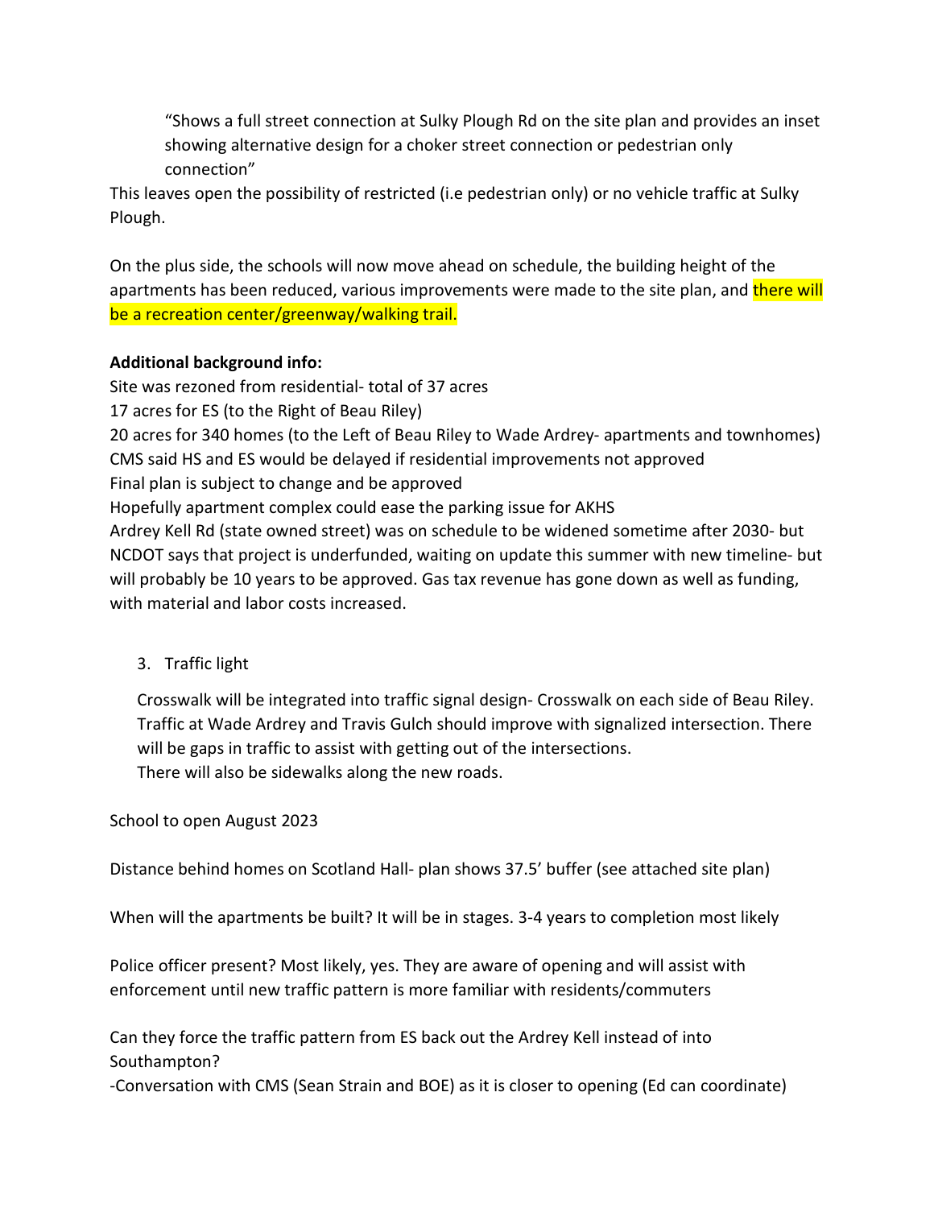> "Shows a full street connection at Sulky Plough Rd on the site plan and provides an inset showing alternative design for a choker street connection or pedestrian only connection"

This leaves open the possibility of restricted (i.e pedestrian only) or no vehicle traffic at Sulky Plough.

On the plus side, the schools will now move ahead on schedule, the building height of the apartments has been reduced, various improvements were made to the site plan, and there will be a recreation center/greenway/walking trail.

**Additional background info:**

Site was rezoned from residential- total of 37 acres
17 acres for ES (to the Right of Beau Riley)
20 acres for 340 homes (to the Left of Beau Riley to Wade Ardrey- apartments and townhomes)
CMS said HS and ES would be delayed if residential improvements not approved
Final plan is subject to change and be approved
Hopefully apartment complex could ease the parking issue for AKHS
Ardrey Kell Rd (state owned street) was on schedule to be widened sometime after 2030- but NCDOT says that project is underfunded, waiting on update this summer with new timeline- but will probably be 10 years to be approved. Gas tax revenue has gone down as well as funding, with material and labor costs increased.

3. Traffic light

   Crosswalk will be integrated into traffic signal design- Crosswalk on each side of Beau Riley. Traffic at Wade Ardrey and Travis Gulch should improve with signalized intersection. There will be gaps in traffic to assist with getting out of the intersections.
   There will also be sidewalks along the new roads.

School to open August 2023

Distance behind homes on Scotland Hall- plan shows 37.5' buffer (see attached site plan)

When will the apartments be built? It will be in stages. 3-4 years to completion most likely

Police officer present? Most likely, yes. They are aware of opening and will assist with enforcement until new traffic pattern is more familiar with residents/commuters

Can they force the traffic pattern from ES back out the Ardrey Kell instead of into Southampton?
-Conversation with CMS (Sean Strain and BOE) as it is closer to opening (Ed can coordinate)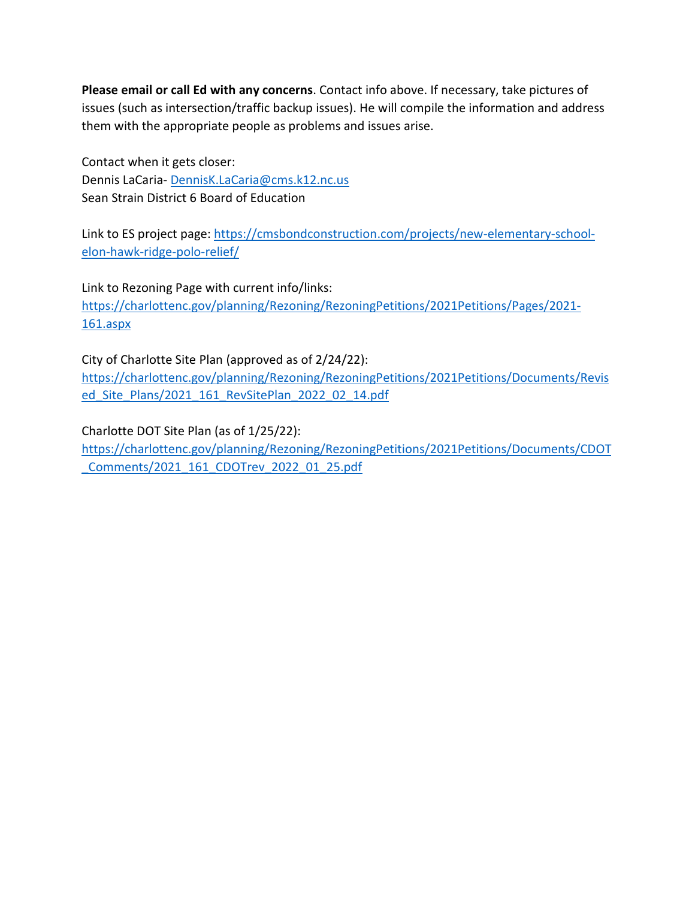**Please email or call Ed with any concerns**. Contact info above. If necessary, take pictures of issues (such as intersection/traffic backup issues). He will compile the information and address them with the appropriate people as problems and issues arise.

Contact when it gets closer:
Dennis LaCaria- [DennisK.LaCaria@cms.k12.nc.us](mailto:DennisK.LaCaria@cms.k12.nc.us)
Sean Strain District 6 Board of Education

Link to ES project page: [https://cmsbondconstruction.com/projects/new-elementary-school-elon-hawk-ridge-polo-relief/](https://cmsbondconstruction.com/projects/new-elementary-school-elon-hawk-ridge-polo-relief/)

Link to Rezoning Page with current info/links:
[https://charlottenc.gov/planning/Rezoning/RezoningPetitions/2021Petitions/Pages/2021-161.aspx](https://charlottenc.gov/planning/Rezoning/RezoningPetitions/2021Petitions/Pages/2021-161.aspx)

City of Charlotte Site Plan (approved as of 2/24/22):
[https://charlottenc.gov/planning/Rezoning/RezoningPetitions/2021Petitions/Documents/Revised_Site_Plans/2021_161_RevSitePlan_2022_02_14.pdf](https://charlottenc.gov/planning/Rezoning/RezoningPetitions/2021Petitions/Documents/Revised_Site_Plans/2021_161_RevSitePlan_2022_02_14.pdf)

Charlotte DOT Site Plan (as of 1/25/22):
[https://charlottenc.gov/planning/Rezoning/RezoningPetitions/2021Petitions/Documents/CDOT_Comments/2021_161_CDOTrev_2022_01_25.pdf](https://charlottenc.gov/planning/Rezoning/RezoningPetitions/2021Petitions/Documents/CDOT_Comments/2021_161_CDOTrev_2022_01_25.pdf)